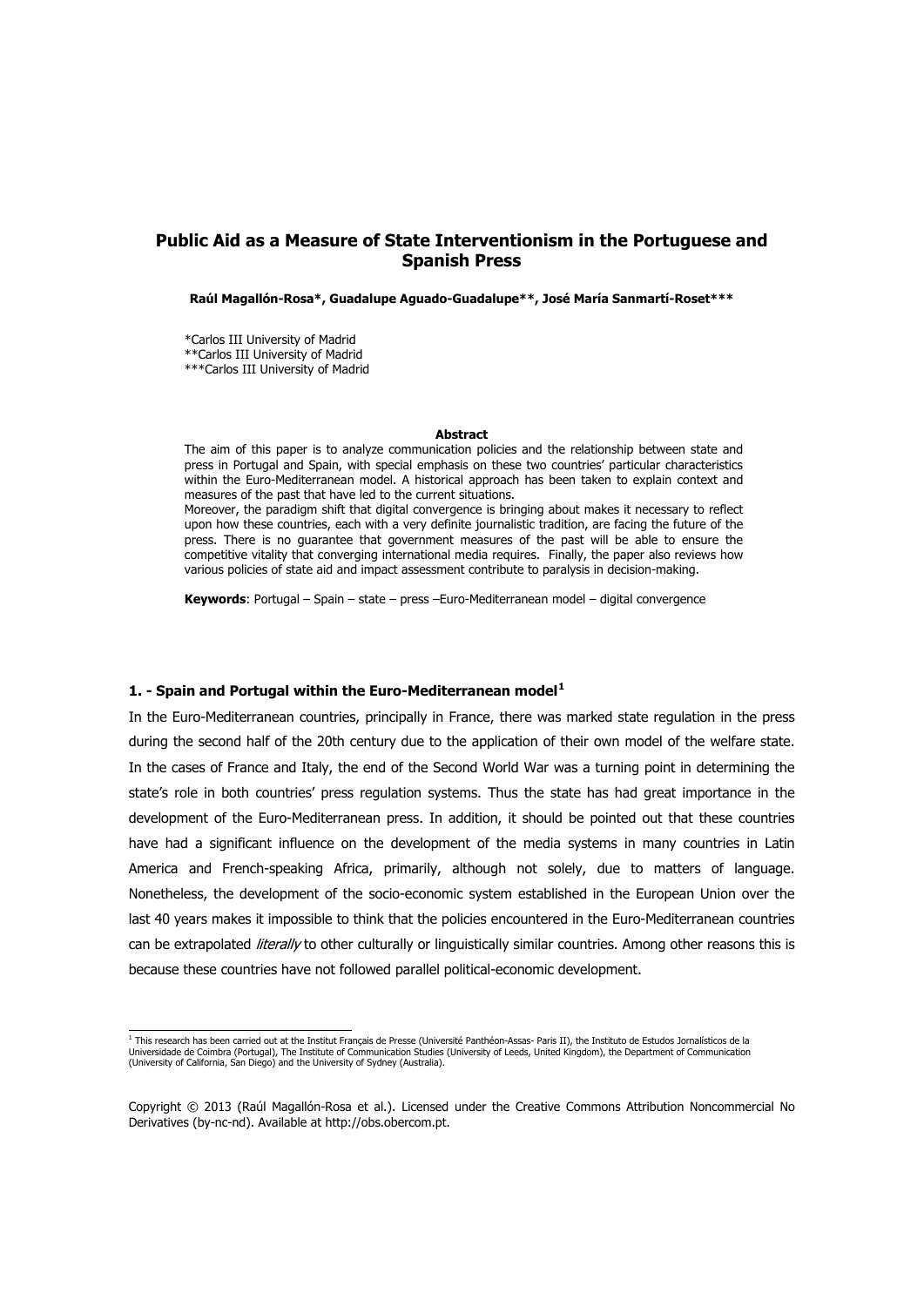# Public Aid as a Measure of State Interventionism in the Portuguese and Spanish Press

**Raúl Magallón-Rosa\*, Guadalupe Aguado-Guadalupe\*\*, José María Sanmartí-Roset\*\*\***

\*Carlos III University of Madrid
\*\*Carlos III University of Madrid
\*\*\*Carlos III University of Madrid

**Abstract**

The aim of this paper is to analyze communication policies and the relationship between state and press in Portugal and Spain, with special emphasis on these two countries' particular characteristics within the Euro-Mediterranean model. A historical approach has been taken to explain context and measures of the past that have led to the current situations.

Moreover, the paradigm shift that digital convergence is bringing about makes it necessary to reflect upon how these countries, each with a very definite journalistic tradition, are facing the future of the press. There is no guarantee that government measures of the past will be able to ensure the competitive vitality that converging international media requires. Finally, the paper also reviews how various policies of state aid and impact assessment contribute to paralysis in decision-making.

**Keywords**: Portugal – Spain – state – press –Euro-Mediterranean model – digital convergence

## 1. - Spain and Portugal within the Euro-Mediterranean model[1]

In the Euro-Mediterranean countries, principally in France, there was marked state regulation in the press during the second half of the 20th century due to the application of their own model of the welfare state. In the cases of France and Italy, the end of the Second World War was a turning point in determining the state's role in both countries' press regulation systems. Thus the state has had great importance in the development of the Euro-Mediterranean press. In addition, it should be pointed out that these countries have had a significant influence on the development of the media systems in many countries in Latin America and French-speaking Africa, primarily, although not solely, due to matters of language. Nonetheless, the development of the socio-economic system established in the European Union over the last 40 years makes it impossible to think that the policies encountered in the Euro-Mediterranean countries can be extrapolated *literally* to other culturally or linguistically similar countries. Among other reasons this is because these countries have not followed parallel political-economic development.

[1] This research has been carried out at the Institut Français de Presse (Université Panthéon-Assas- Paris II), the Instituto de Estudos Jornalísticos de la Universidade de Coimbra (Portugal), The Institute of Communication Studies (University of Leeds, United Kingdom), the Department of Communication (University of California, San Diego) and the University of Sydney (Australia).

Copyright © 2013 (Raúl Magallón-Rosa et al.). Licensed under the Creative Commons Attribution Noncommercial No Derivatives (by-nc-nd). Available at http://obs.obercom.pt.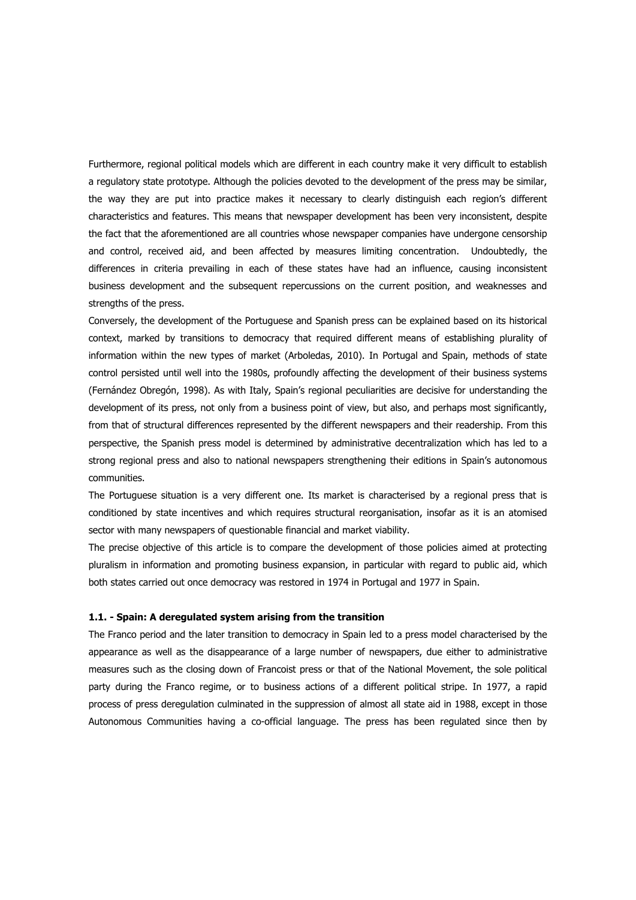Furthermore, regional political models which are different in each country make it very difficult to establish a regulatory state prototype. Although the policies devoted to the development of the press may be similar, the way they are put into practice makes it necessary to clearly distinguish each region's different characteristics and features. This means that newspaper development has been very inconsistent, despite the fact that the aforementioned are all countries whose newspaper companies have undergone censorship and control, received aid, and been affected by measures limiting concentration. Undoubtedly, the differences in criteria prevailing in each of these states have had an influence, causing inconsistent business development and the subsequent repercussions on the current position, and weaknesses and strengths of the press.

Conversely, the development of the Portuguese and Spanish press can be explained based on its historical context, marked by transitions to democracy that required different means of establishing plurality of information within the new types of market (Arboledas, 2010). In Portugal and Spain, methods of state control persisted until well into the 1980s, profoundly affecting the development of their business systems (Fernández Obregón, 1998). As with Italy, Spain's regional peculiarities are decisive for understanding the development of its press, not only from a business point of view, but also, and perhaps most significantly, from that of structural differences represented by the different newspapers and their readership. From this perspective, the Spanish press model is determined by administrative decentralization which has led to a strong regional press and also to national newspapers strengthening their editions in Spain's autonomous communities.

The Portuguese situation is a very different one. Its market is characterised by a regional press that is conditioned by state incentives and which requires structural reorganisation, insofar as it is an atomised sector with many newspapers of questionable financial and market viability.

The precise objective of this article is to compare the development of those policies aimed at protecting pluralism in information and promoting business expansion, in particular with regard to public aid, which both states carried out once democracy was restored in 1974 in Portugal and 1977 in Spain.

#### 1.1. - Spain: A deregulated system arising from the transition

The Franco period and the later transition to democracy in Spain led to a press model characterised by the appearance as well as the disappearance of a large number of newspapers, due either to administrative measures such as the closing down of Francoist press or that of the National Movement, the sole political party during the Franco regime, or to business actions of a different political stripe. In 1977, a rapid process of press deregulation culminated in the suppression of almost all state aid in 1988, except in those Autonomous Communities having a co-official language. The press has been regulated since then by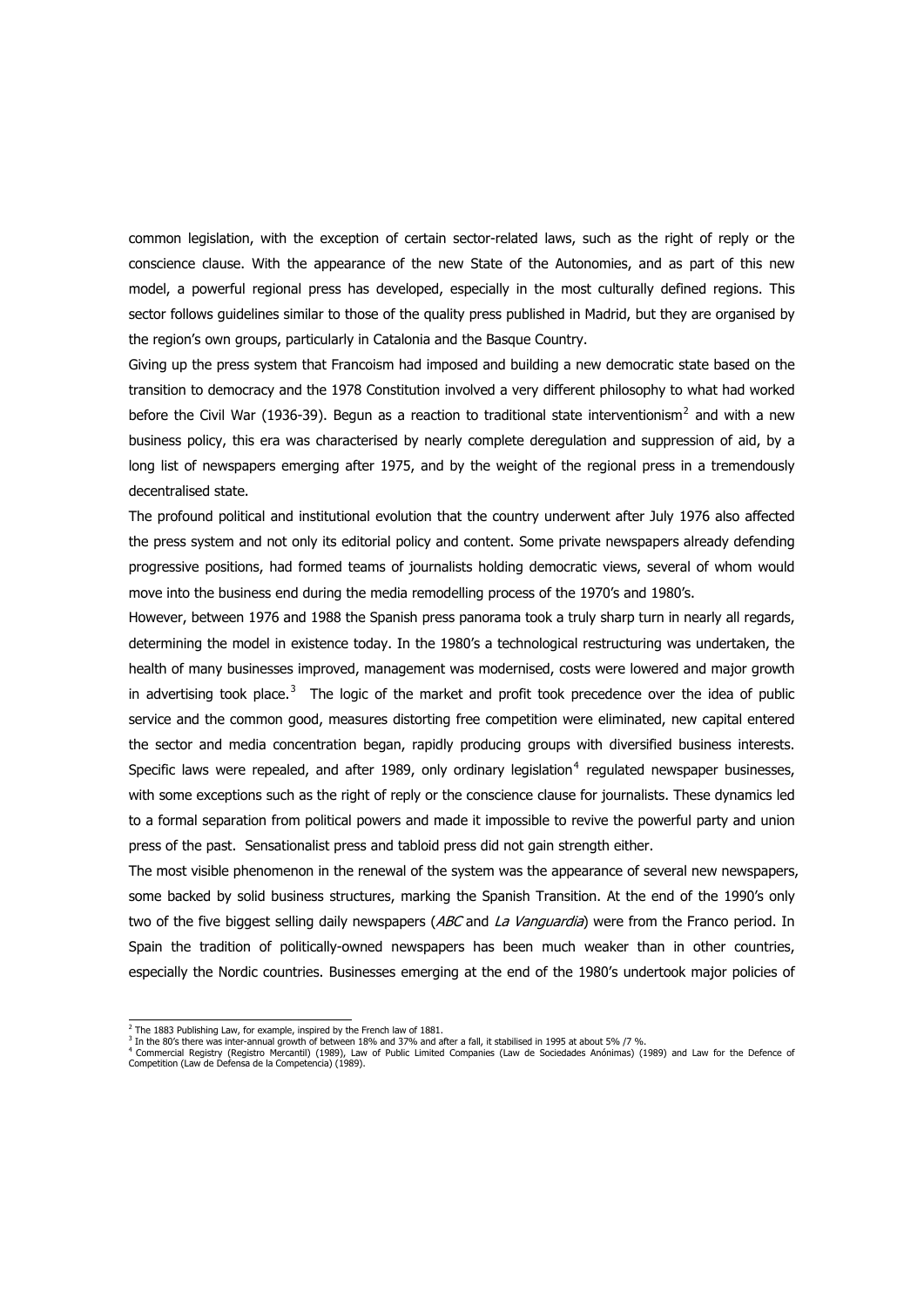common legislation, with the exception of certain sector-related laws, such as the right of reply or the conscience clause. With the appearance of the new State of the Autonomies, and as part of this new model, a powerful regional press has developed, especially in the most culturally defined regions. This sector follows guidelines similar to those of the quality press published in Madrid, but they are organised by the region's own groups, particularly in Catalonia and the Basque Country.

Giving up the press system that Francoism had imposed and building a new democratic state based on the transition to democracy and the 1978 Constitution involved a very different philosophy to what had worked before the Civil War (1936-39). Begun as a reaction to traditional state interventionism[2] and with a new business policy, this era was characterised by nearly complete deregulation and suppression of aid, by a long list of newspapers emerging after 1975, and by the weight of the regional press in a tremendously decentralised state.

The profound political and institutional evolution that the country underwent after July 1976 also affected the press system and not only its editorial policy and content. Some private newspapers already defending progressive positions, had formed teams of journalists holding democratic views, several of whom would move into the business end during the media remodelling process of the 1970's and 1980's.

However, between 1976 and 1988 the Spanish press panorama took a truly sharp turn in nearly all regards, determining the model in existence today. In the 1980's a technological restructuring was undertaken, the health of many businesses improved, management was modernised, costs were lowered and major growth in advertising took place.[3] The logic of the market and profit took precedence over the idea of public service and the common good, measures distorting free competition were eliminated, new capital entered the sector and media concentration began, rapidly producing groups with diversified business interests. Specific laws were repealed, and after 1989, only ordinary legislation[4] regulated newspaper businesses, with some exceptions such as the right of reply or the conscience clause for journalists. These dynamics led to a formal separation from political powers and made it impossible to revive the powerful party and union press of the past. Sensationalist press and tabloid press did not gain strength either.

The most visible phenomenon in the renewal of the system was the appearance of several new newspapers, some backed by solid business structures, marking the Spanish Transition. At the end of the 1990's only two of the five biggest selling daily newspapers (*ABC* and *La Vanguardia*) were from the Franco period. In Spain the tradition of politically-owned newspapers has been much weaker than in other countries, especially the Nordic countries. Businesses emerging at the end of the 1980's undertook major policies of

---

[2] The 1883 Publishing Law, for example, inspired by the French law of 1881.

[3] In the 80's there was inter-annual growth of between 18% and 37% and after a fall, it stabilised in 1995 at about 5% /7 %.

[4] Commercial Registry (Registro Mercantil) (1989), Law of Public Limited Companies (Law de Sociedades Anónimas) (1989) and Law for the Defence of Competition (Law de Defensa de la Competencia) (1989).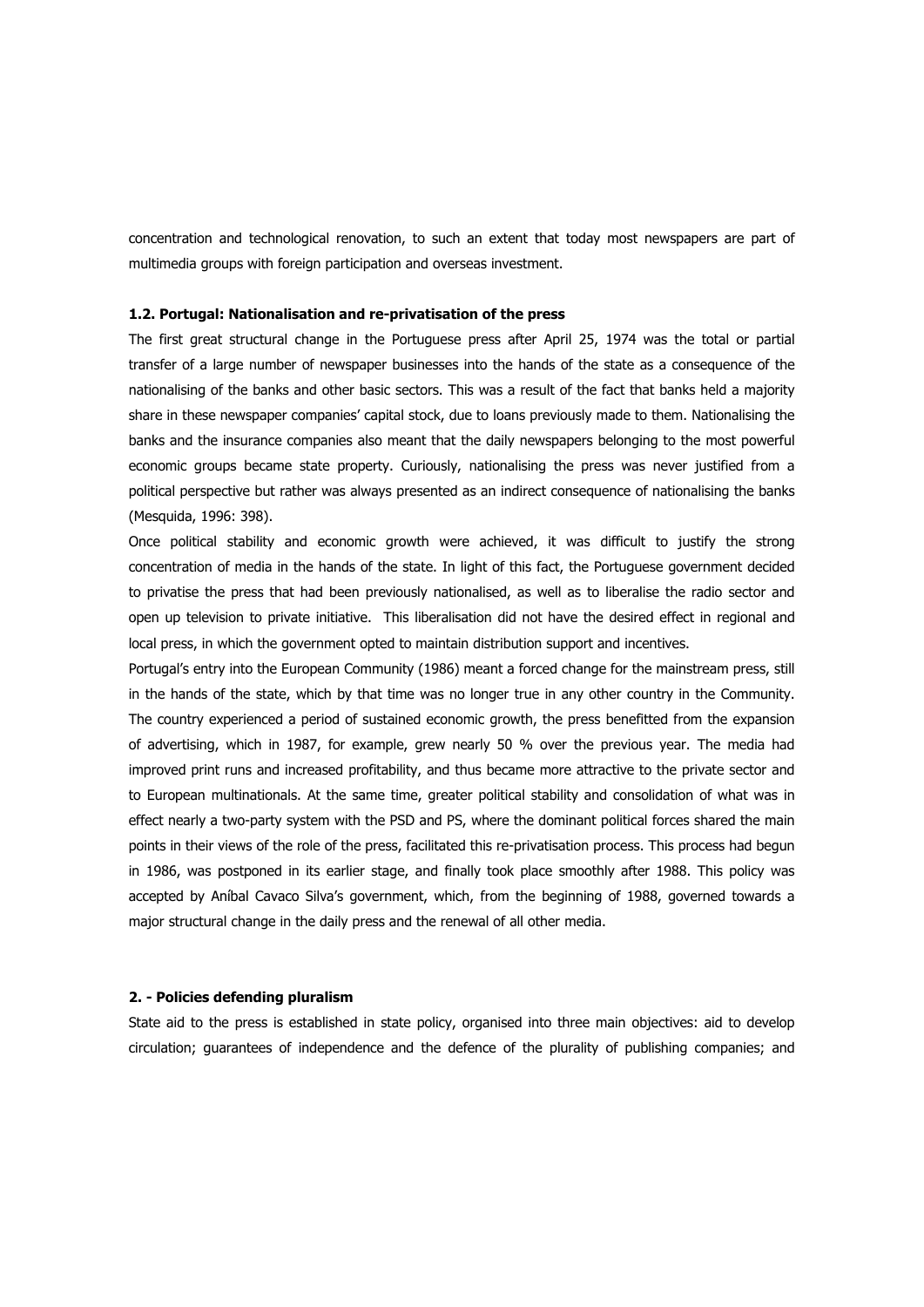concentration and technological renovation, to such an extent that today most newspapers are part of multimedia groups with foreign participation and overseas investment.

### 1.2. Portugal: Nationalisation and re-privatisation of the press

The first great structural change in the Portuguese press after April 25, 1974 was the total or partial transfer of a large number of newspaper businesses into the hands of the state as a consequence of the nationalising of the banks and other basic sectors. This was a result of the fact that banks held a majority share in these newspaper companies' capital stock, due to loans previously made to them. Nationalising the banks and the insurance companies also meant that the daily newspapers belonging to the most powerful economic groups became state property. Curiously, nationalising the press was never justified from a political perspective but rather was always presented as an indirect consequence of nationalising the banks (Mesquida, 1996: 398).

Once political stability and economic growth were achieved, it was difficult to justify the strong concentration of media in the hands of the state. In light of this fact, the Portuguese government decided to privatise the press that had been previously nationalised, as well as to liberalise the radio sector and open up television to private initiative. This liberalisation did not have the desired effect in regional and local press, in which the government opted to maintain distribution support and incentives.

Portugal's entry into the European Community (1986) meant a forced change for the mainstream press, still in the hands of the state, which by that time was no longer true in any other country in the Community. The country experienced a period of sustained economic growth, the press benefitted from the expansion of advertising, which in 1987, for example, grew nearly 50 % over the previous year. The media had improved print runs and increased profitability, and thus became more attractive to the private sector and to European multinationals. At the same time, greater political stability and consolidation of what was in effect nearly a two-party system with the PSD and PS, where the dominant political forces shared the main points in their views of the role of the press, facilitated this re-privatisation process. This process had begun in 1986, was postponed in its earlier stage, and finally took place smoothly after 1988. This policy was accepted by Aníbal Cavaco Silva's government, which, from the beginning of 1988, governed towards a major structural change in the daily press and the renewal of all other media.

## 2. - Policies defending pluralism

State aid to the press is established in state policy, organised into three main objectives: aid to develop circulation; guarantees of independence and the defence of the plurality of publishing companies; and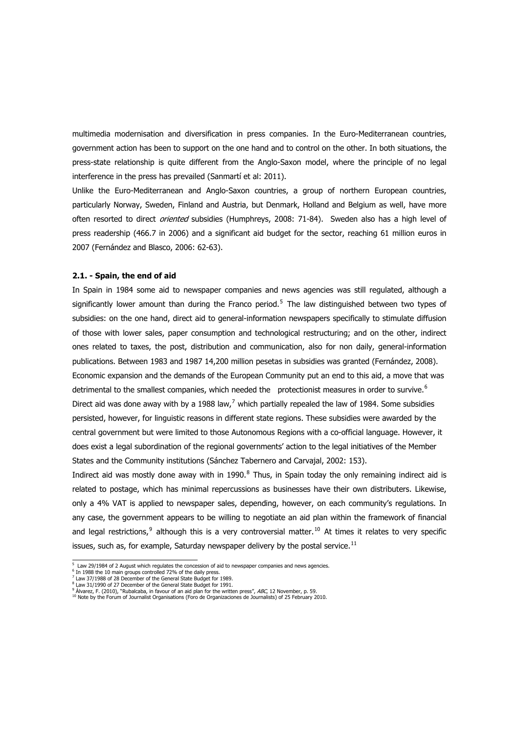multimedia modernisation and diversification in press companies. In the Euro-Mediterranean countries, government action has been to support on the one hand and to control on the other. In both situations, the press-state relationship is quite different from the Anglo-Saxon model, where the principle of no legal interference in the press has prevailed (Sanmartí et al: 2011).

Unlike the Euro-Mediterranean and Anglo-Saxon countries, a group of northern European countries, particularly Norway, Sweden, Finland and Austria, but Denmark, Holland and Belgium as well, have more often resorted to direct *oriented* subsidies (Humphreys, 2008: 71-84). Sweden also has a high level of press readership (466.7 in 2006) and a significant aid budget for the sector, reaching 61 million euros in 2007 (Fernández and Blasco, 2006: 62-63).

### 2.1. - Spain, the end of aid

In Spain in 1984 some aid to newspaper companies and news agencies was still regulated, although a significantly lower amount than during the Franco period.[5] The law distinguished between two types of subsidies: on the one hand, direct aid to general-information newspapers specifically to stimulate diffusion of those with lower sales, paper consumption and technological restructuring; and on the other, indirect ones related to taxes, the post, distribution and communication, also for non daily, general-information publications. Between 1983 and 1987 14,200 million pesetas in subsidies was granted (Fernández, 2008).

Economic expansion and the demands of the European Community put an end to this aid, a move that was detrimental to the smallest companies, which needed the protectionist measures in order to survive.[6]

Direct aid was done away with by a 1988 law,[7] which partially repealed the law of 1984. Some subsidies persisted, however, for linguistic reasons in different state regions. These subsidies were awarded by the central government but were limited to those Autonomous Regions with a co-official language. However, it does exist a legal subordination of the regional governments' action to the legal initiatives of the Member States and the Community institutions (Sánchez Tabernero and Carvajal, 2002: 153).

Indirect aid was mostly done away with in 1990.[8] Thus, in Spain today the only remaining indirect aid is related to postage, which has minimal repercussions as businesses have their own distributers. Likewise, only a 4% VAT is applied to newspaper sales, depending, however, on each community's regulations. In any case, the government appears to be willing to negotiate an aid plan within the framework of financial and legal restrictions,[9] although this is a very controversial matter.[10] At times it relates to very specific issues, such as, for example, Saturday newspaper delivery by the postal service.[11]

---

[5] Law 29/1984 of 2 August which regulates the concession of aid to newspaper companies and news agencies.

[6] In 1988 the 10 main groups controlled 72% of the daily press.

[7] Law 37/1988 of 28 December of the General State Budget for 1989.

[8] Law 31/1990 of 27 December of the General State Budget for 1991.

[9] Álvarez, F. (2010), "Rubalcaba, in favour of an aid plan for the written press", *ABC*, 12 November, p. 59.

[10] Note by the Forum of Journalist Organisations (Foro de Organizaciones de Journalists) of 25 February 2010.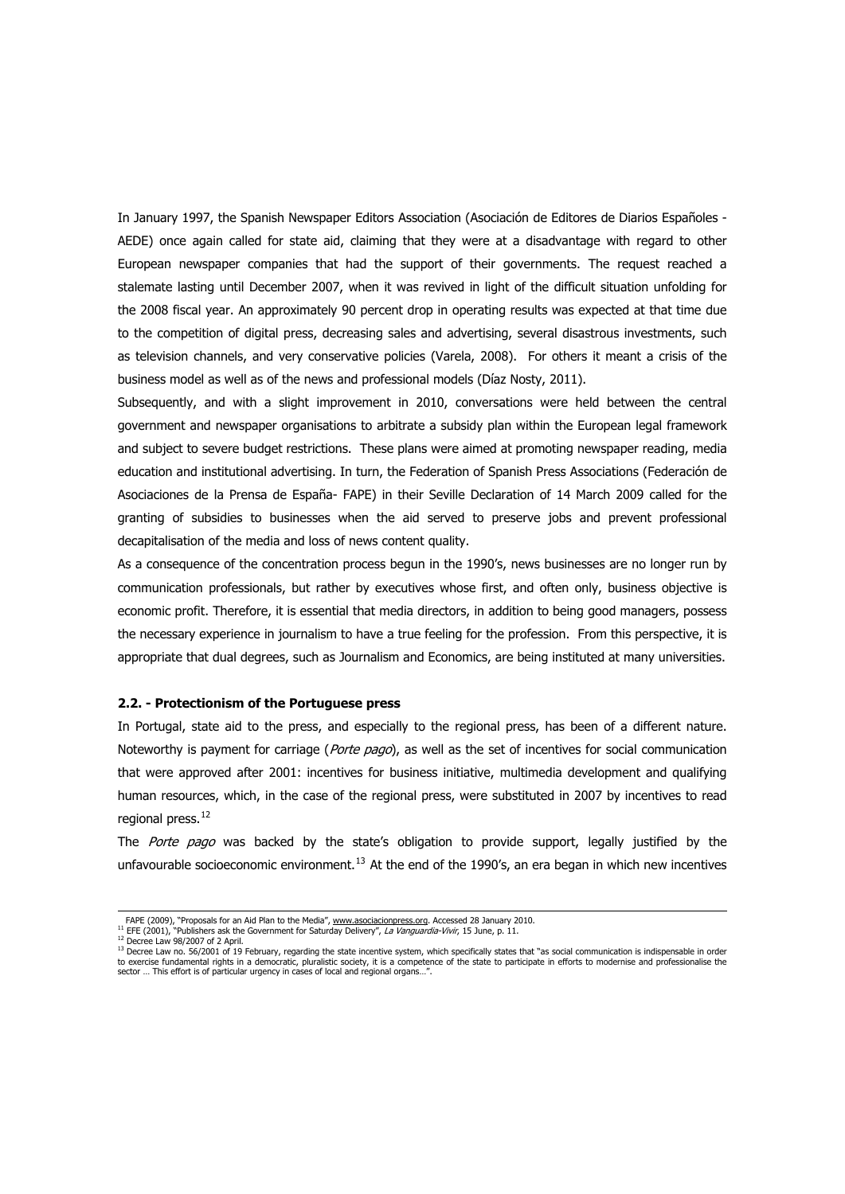In January 1997, the Spanish Newspaper Editors Association (Asociación de Editores de Diarios Españoles - AEDE) once again called for state aid, claiming that they were at a disadvantage with regard to other European newspaper companies that had the support of their governments. The request reached a stalemate lasting until December 2007, when it was revived in light of the difficult situation unfolding for the 2008 fiscal year. An approximately 90 percent drop in operating results was expected at that time due to the competition of digital press, decreasing sales and advertising, several disastrous investments, such as television channels, and very conservative policies (Varela, 2008). For others it meant a crisis of the business model as well as of the news and professional models (Díaz Nosty, 2011).

Subsequently, and with a slight improvement in 2010, conversations were held between the central government and newspaper organisations to arbitrate a subsidy plan within the European legal framework and subject to severe budget restrictions. These plans were aimed at promoting newspaper reading, media education and institutional advertising. In turn, the Federation of Spanish Press Associations (Federación de Asociaciones de la Prensa de España- FAPE) in their Seville Declaration of 14 March 2009 called for the granting of subsidies to businesses when the aid served to preserve jobs and prevent professional decapitalisation of the media and loss of news content quality.

As a consequence of the concentration process begun in the 1990's, news businesses are no longer run by communication professionals, but rather by executives whose first, and often only, business objective is economic profit. Therefore, it is essential that media directors, in addition to being good managers, possess the necessary experience in journalism to have a true feeling for the profession. From this perspective, it is appropriate that dual degrees, such as Journalism and Economics, are being instituted at many universities.

#### 2.2. - Protectionism of the Portuguese press

In Portugal, state aid to the press, and especially to the regional press, has been of a different nature. Noteworthy is payment for carriage (*Porte pago*), as well as the set of incentives for social communication that were approved after 2001: incentives for business initiative, multimedia development and qualifying human resources, which, in the case of the regional press, were substituted in 2007 by incentives to read regional press.[12]

The *Porte pago* was backed by the state's obligation to provide support, legally justified by the unfavourable socioeconomic environment.[13] At the end of the 1990's, an era began in which new incentives

---

FAPE (2009), "Proposals for an Aid Plan to the Media", www.asociacionpress.org. Accessed 28 January 2010.

[11] EFE (2001), "Publishers ask the Government for Saturday Delivery", *La Vanguardia-Vivir*, 15 June, p. 11.

[12] Decree Law 98/2007 of 2 April.

[13] Decree Law no. 56/2001 of 19 February, regarding the state incentive system, which specifically states that "as social communication is indispensable in order to exercise fundamental rights in a democratic, pluralistic society, it is a competence of the state to participate in efforts to modernise and professionalise the sector … This effort is of particular urgency in cases of local and regional organs…".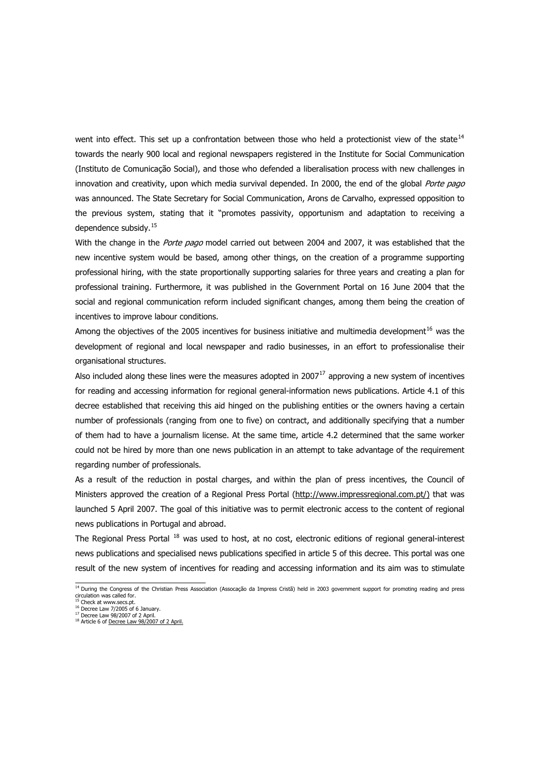went into effect. This set up a confrontation between those who held a protectionist view of the state[14] towards the nearly 900 local and regional newspapers registered in the Institute for Social Communication (Instituto de Comunicação Social), and those who defended a liberalisation process with new challenges in innovation and creativity, upon which media survival depended. In 2000, the end of the global *Porte pago* was announced. The State Secretary for Social Communication, Arons de Carvalho, expressed opposition to the previous system, stating that it "promotes passivity, opportunism and adaptation to receiving a dependence subsidy.[15]

With the change in the *Porte pago* model carried out between 2004 and 2007, it was established that the new incentive system would be based, among other things, on the creation of a programme supporting professional hiring, with the state proportionally supporting salaries for three years and creating a plan for professional training. Furthermore, it was published in the Government Portal on 16 June 2004 that the social and regional communication reform included significant changes, among them being the creation of incentives to improve labour conditions.

Among the objectives of the 2005 incentives for business initiative and multimedia development[16] was the development of regional and local newspaper and radio businesses, in an effort to professionalise their organisational structures.

Also included along these lines were the measures adopted in 2007[17] approving a new system of incentives for reading and accessing information for regional general-information news publications. Article 4.1 of this decree established that receiving this aid hinged on the publishing entities or the owners having a certain number of professionals (ranging from one to five) on contract, and additionally specifying that a number of them had to have a journalism license. At the same time, article 4.2 determined that the same worker could not be hired by more than one news publication in an attempt to take advantage of the requirement regarding number of professionals.

As a result of the reduction in postal charges, and within the plan of press incentives, the Council of Ministers approved the creation of a Regional Press Portal (http://www.impressregional.com.pt/) that was launched 5 April 2007. The goal of this initiative was to permit electronic access to the content of regional news publications in Portugal and abroad.

The Regional Press Portal [18] was used to host, at no cost, electronic editions of regional general-interest news publications and specialised news publications specified in article 5 of this decree. This portal was one result of the new system of incentives for reading and accessing information and its aim was to stimulate

---

[14] During the Congress of the Christian Press Association (Assocação da Impress Cristã) held in 2003 government support for promoting reading and press circulation was called for.

[15] Check at www.secs.pt.

[16] Decree Law 7/2005 of 6 January.

[17] Decree Law 98/2007 of 2 April.

[18] Article 6 of Decree Law 98/2007 of 2 April.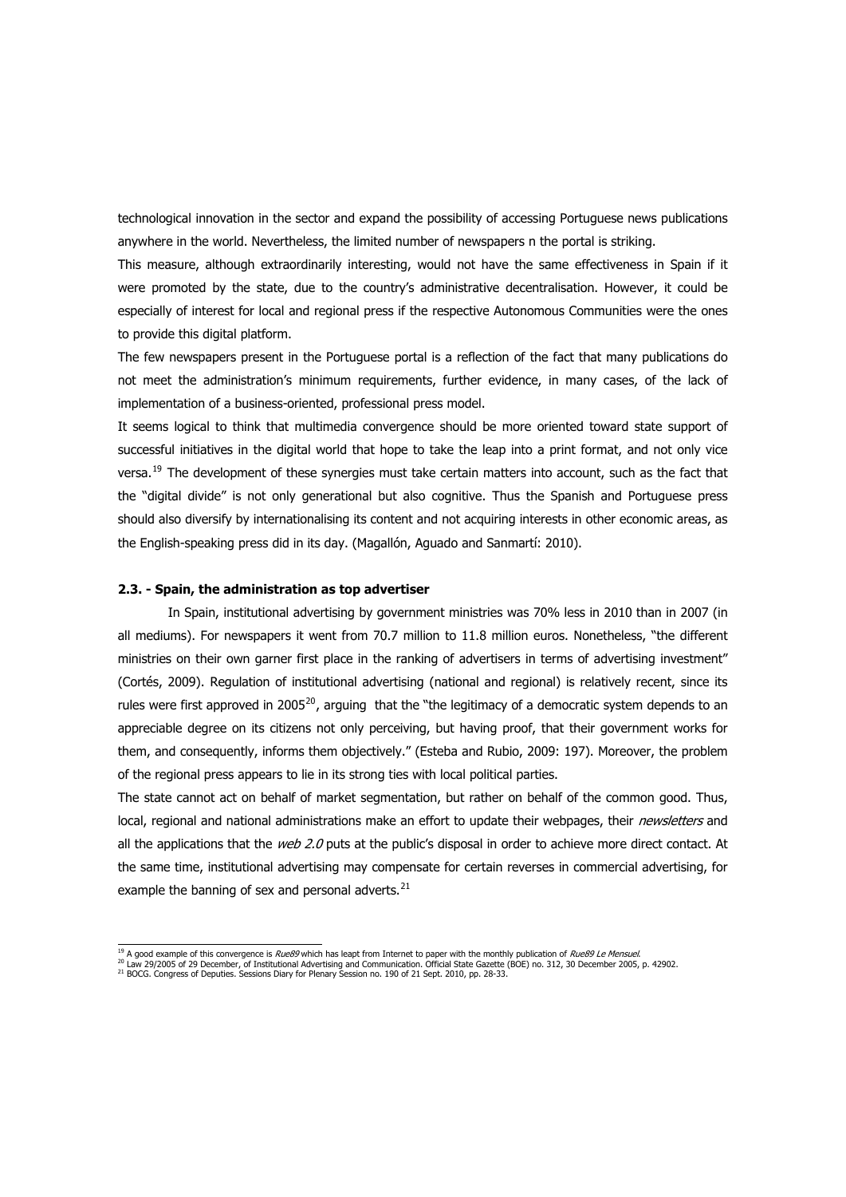technological innovation in the sector and expand the possibility of accessing Portuguese news publications anywhere in the world. Nevertheless, the limited number of newspapers n the portal is striking.

This measure, although extraordinarily interesting, would not have the same effectiveness in Spain if it were promoted by the state, due to the country's administrative decentralisation. However, it could be especially of interest for local and regional press if the respective Autonomous Communities were the ones to provide this digital platform.

The few newspapers present in the Portuguese portal is a reflection of the fact that many publications do not meet the administration's minimum requirements, further evidence, in many cases, of the lack of implementation of a business-oriented, professional press model.

It seems logical to think that multimedia convergence should be more oriented toward state support of successful initiatives in the digital world that hope to take the leap into a print format, and not only vice versa.[19] The development of these synergies must take certain matters into account, such as the fact that the "digital divide" is not only generational but also cognitive. Thus the Spanish and Portuguese press should also diversify by internationalising its content and not acquiring interests in other economic areas, as the English-speaking press did in its day. (Magallón, Aguado and Sanmartí: 2010).

### 2.3. - Spain, the administration as top advertiser

In Spain, institutional advertising by government ministries was 70% less in 2010 than in 2007 (in all mediums). For newspapers it went from 70.7 million to 11.8 million euros. Nonetheless, "the different ministries on their own garner first place in the ranking of advertisers in terms of advertising investment" (Cortés, 2009). Regulation of institutional advertising (national and regional) is relatively recent, since its rules were first approved in 2005[20], arguing that the "the legitimacy of a democratic system depends to an appreciable degree on its citizens not only perceiving, but having proof, that their government works for them, and consequently, informs them objectively." (Esteba and Rubio, 2009: 197). Moreover, the problem of the regional press appears to lie in its strong ties with local political parties.

The state cannot act on behalf of market segmentation, but rather on behalf of the common good. Thus, local, regional and national administrations make an effort to update their webpages, their *newsletters* and all the applications that the *web 2.0* puts at the public's disposal in order to achieve more direct contact. At the same time, institutional advertising may compensate for certain reverses in commercial advertising, for example the banning of sex and personal adverts.[21]

---

[19] A good example of this convergence is *Rue89* which has leapt from Internet to paper with the monthly publication of *Rue89 Le Mensuel*.

[20] Law 29/2005 of 29 December, of Institutional Advertising and Communication. Official State Gazette (BOE) no. 312, 30 December 2005, p. 42902.

[21] BOCG. Congress of Deputies. Sessions Diary for Plenary Session no. 190 of 21 Sept. 2010, pp. 28-33.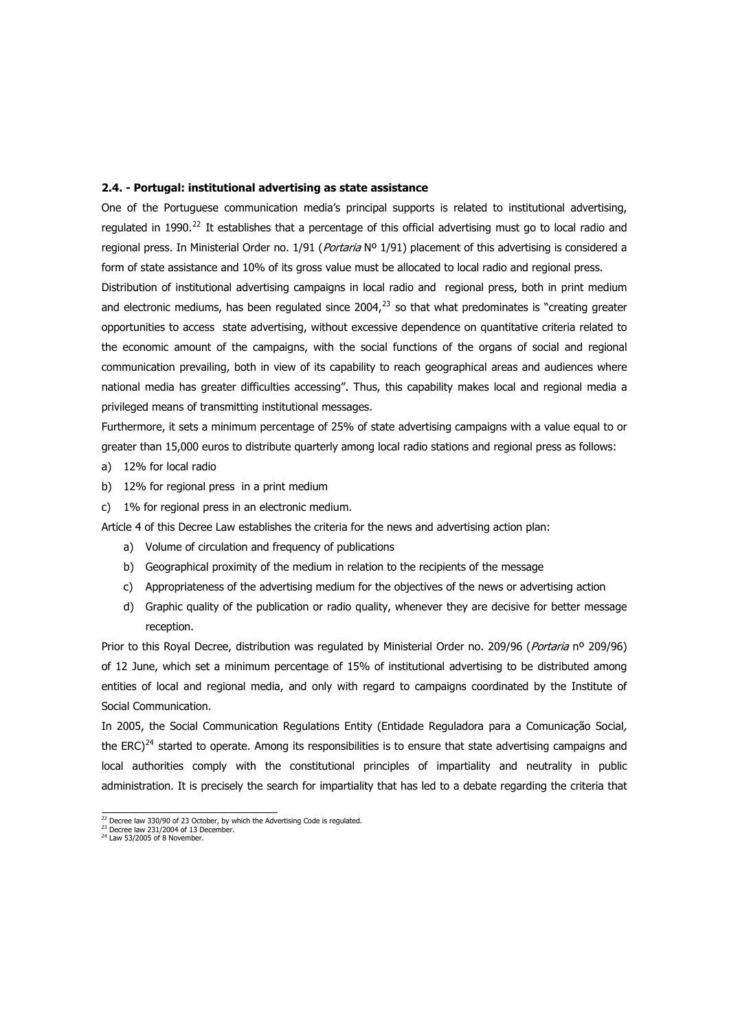### 2.4. - Portugal: institutional advertising as state assistance

One of the Portuguese communication media's principal supports is related to institutional advertising, regulated in 1990.[22] It establishes that a percentage of this official advertising must go to local radio and regional press. In Ministerial Order no. 1/91 (*Portaria* Nº 1/91) placement of this advertising is considered a form of state assistance and 10% of its gross value must be allocated to local radio and regional press.

Distribution of institutional advertising campaigns in local radio and regional press, both in print medium and electronic mediums, has been regulated since 2004,[23] so that what predominates is "creating greater opportunities to access state advertising, without excessive dependence on quantitative criteria related to the economic amount of the campaigns, with the social functions of the organs of social and regional communication prevailing, both in view of its capability to reach geographical areas and audiences where national media has greater difficulties accessing". Thus, this capability makes local and regional media a privileged means of transmitting institutional messages.

Furthermore, it sets a minimum percentage of 25% of state advertising campaigns with a value equal to or greater than 15,000 euros to distribute quarterly among local radio stations and regional press as follows:

a) 12% for local radio
b) 12% for regional press in a print medium
c) 1% for regional press in an electronic medium.

Article 4 of this Decree Law establishes the criteria for the news and advertising action plan:

a) Volume of circulation and frequency of publications
b) Geographical proximity of the medium in relation to the recipients of the message
c) Appropriateness of the advertising medium for the objectives of the news or advertising action
d) Graphic quality of the publication or radio quality, whenever they are decisive for better message reception.

Prior to this Royal Decree, distribution was regulated by Ministerial Order no. 209/96 (*Portaria* nº 209/96) of 12 June, which set a minimum percentage of 15% of institutional advertising to be distributed among entities of local and regional media, and only with regard to campaigns coordinated by the Institute of Social Communication.

In 2005, the Social Communication Regulations Entity (Entidade Reguladora para a Comunicação Social, the ERC)[24] started to operate. Among its responsibilities is to ensure that state advertising campaigns and local authorities comply with the constitutional principles of impartiality and neutrality in public administration. It is precisely the search for impartiality that has led to a debate regarding the criteria that

---

[22] Decree law 330/90 of 23 October, by which the Advertising Code is regulated.
[23] Decree law 231/2004 of 13 December.
[24] Law 53/2005 of 8 November.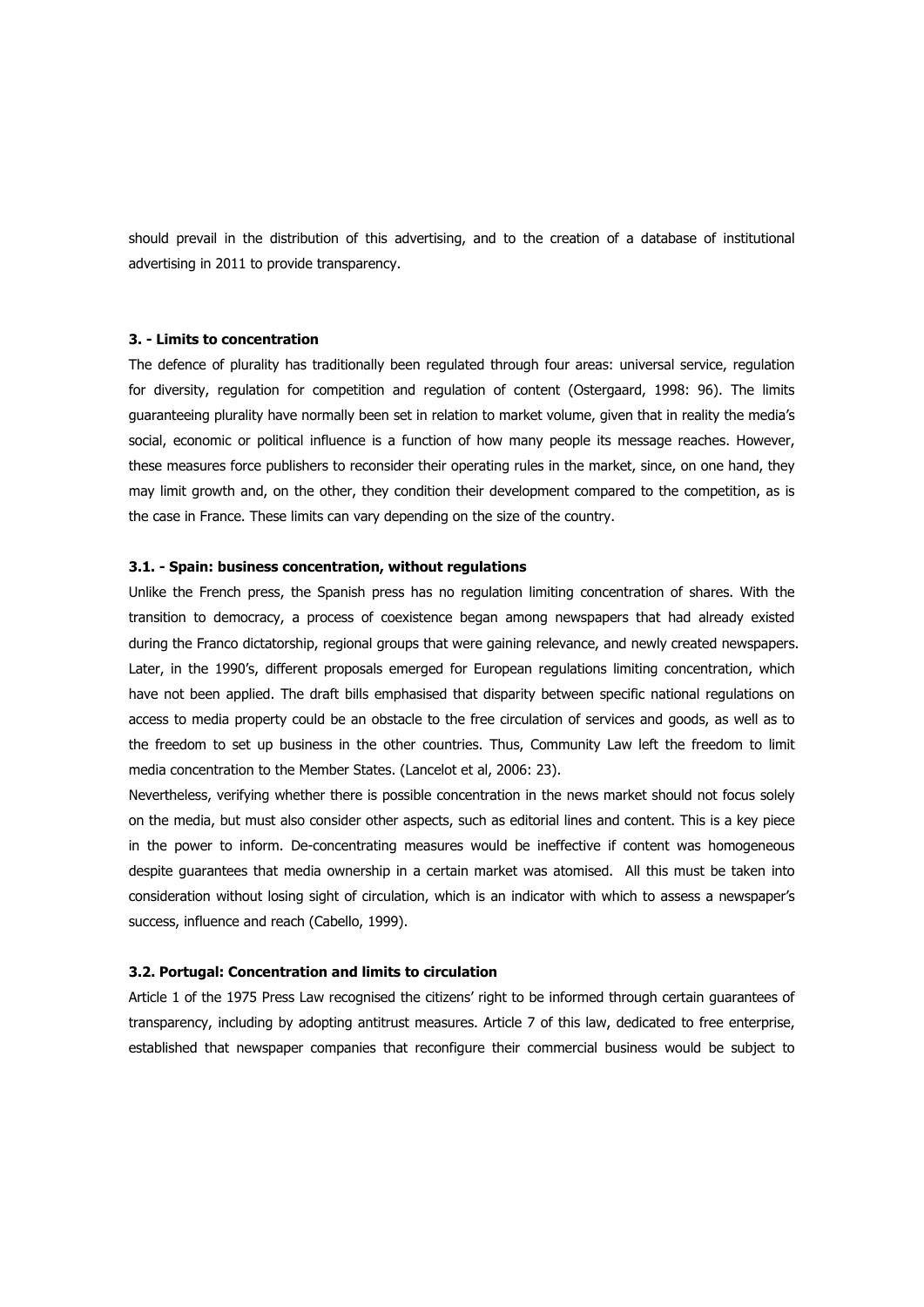should prevail in the distribution of this advertising, and to the creation of a database of institutional advertising in 2011 to provide transparency.

### 3. - Limits to concentration

The defence of plurality has traditionally been regulated through four areas: universal service, regulation for diversity, regulation for competition and regulation of content (Ostergaard, 1998: 96). The limits guaranteeing plurality have normally been set in relation to market volume, given that in reality the media's social, economic or political influence is a function of how many people its message reaches. However, these measures force publishers to reconsider their operating rules in the market, since, on one hand, they may limit growth and, on the other, they condition their development compared to the competition, as is the case in France. These limits can vary depending on the size of the country.

#### 3.1. - Spain: business concentration, without regulations

Unlike the French press, the Spanish press has no regulation limiting concentration of shares. With the transition to democracy, a process of coexistence began among newspapers that had already existed during the Franco dictatorship, regional groups that were gaining relevance, and newly created newspapers. Later, in the 1990's, different proposals emerged for European regulations limiting concentration, which have not been applied. The draft bills emphasised that disparity between specific national regulations on access to media property could be an obstacle to the free circulation of services and goods, as well as to the freedom to set up business in the other countries. Thus, Community Law left the freedom to limit media concentration to the Member States. (Lancelot et al, 2006: 23).

Nevertheless, verifying whether there is possible concentration in the news market should not focus solely on the media, but must also consider other aspects, such as editorial lines and content. This is a key piece in the power to inform. De-concentrating measures would be ineffective if content was homogeneous despite guarantees that media ownership in a certain market was atomised. All this must be taken into consideration without losing sight of circulation, which is an indicator with which to assess a newspaper's success, influence and reach (Cabello, 1999).

#### 3.2. Portugal: Concentration and limits to circulation

Article 1 of the 1975 Press Law recognised the citizens' right to be informed through certain guarantees of transparency, including by adopting antitrust measures. Article 7 of this law, dedicated to free enterprise, established that newspaper companies that reconfigure their commercial business would be subject to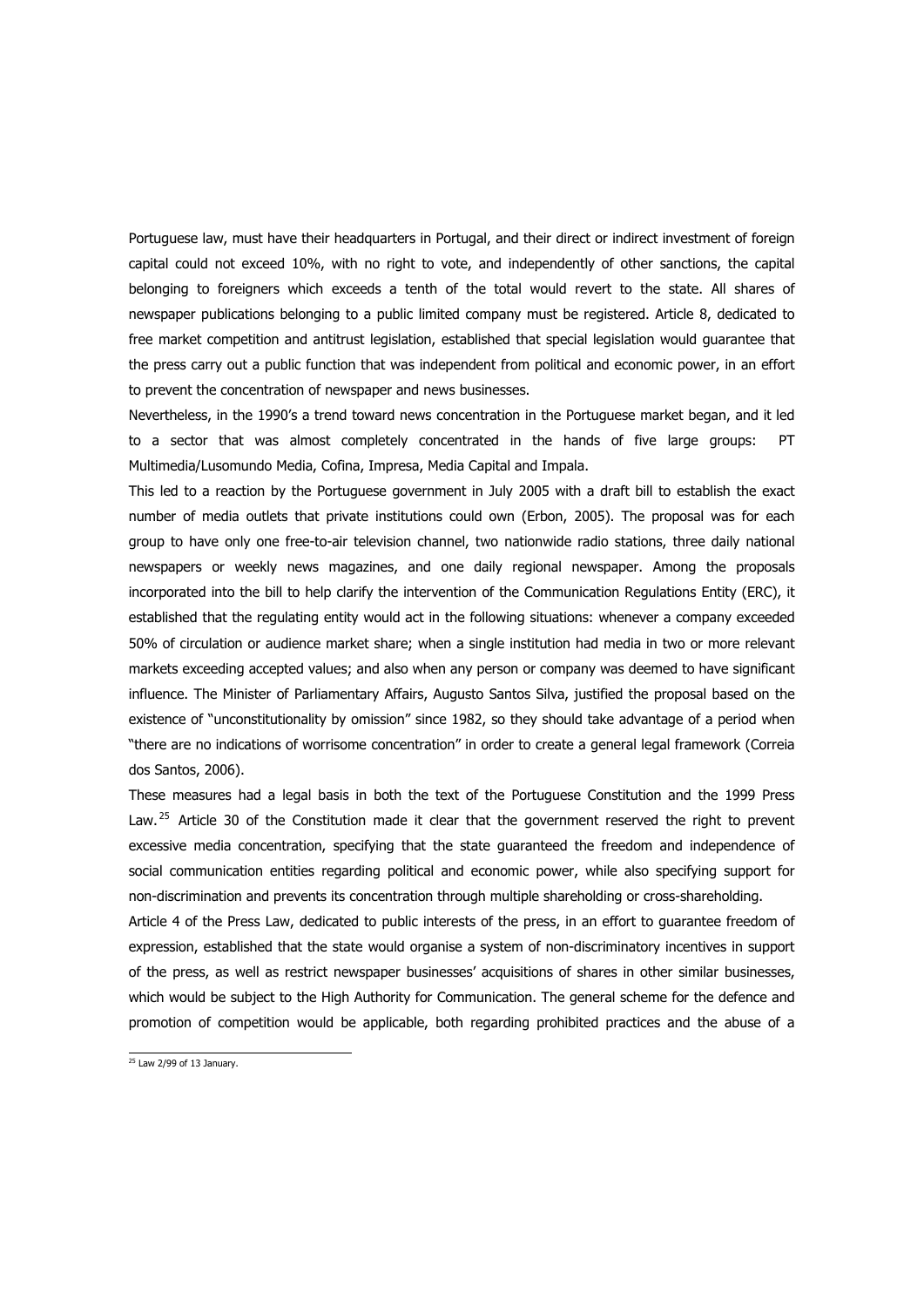Portuguese law, must have their headquarters in Portugal, and their direct or indirect investment of foreign capital could not exceed 10%, with no right to vote, and independently of other sanctions, the capital belonging to foreigners which exceeds a tenth of the total would revert to the state. All shares of newspaper publications belonging to a public limited company must be registered. Article 8, dedicated to free market competition and antitrust legislation, established that special legislation would guarantee that the press carry out a public function that was independent from political and economic power, in an effort to prevent the concentration of newspaper and news businesses.

Nevertheless, in the 1990's a trend toward news concentration in the Portuguese market began, and it led to a sector that was almost completely concentrated in the hands of five large groups: PT Multimedia/Lusomundo Media, Cofina, Impresa, Media Capital and Impala.

This led to a reaction by the Portuguese government in July 2005 with a draft bill to establish the exact number of media outlets that private institutions could own (Erbon, 2005). The proposal was for each group to have only one free-to-air television channel, two nationwide radio stations, three daily national newspapers or weekly news magazines, and one daily regional newspaper. Among the proposals incorporated into the bill to help clarify the intervention of the Communication Regulations Entity (ERC), it established that the regulating entity would act in the following situations: whenever a company exceeded 50% of circulation or audience market share; when a single institution had media in two or more relevant markets exceeding accepted values; and also when any person or company was deemed to have significant influence. The Minister of Parliamentary Affairs, Augusto Santos Silva, justified the proposal based on the existence of "unconstitutionality by omission" since 1982, so they should take advantage of a period when "there are no indications of worrisome concentration" in order to create a general legal framework (Correia dos Santos, 2006).

These measures had a legal basis in both the text of the Portuguese Constitution and the 1999 Press Law.[25] Article 30 of the Constitution made it clear that the government reserved the right to prevent excessive media concentration, specifying that the state guaranteed the freedom and independence of social communication entities regarding political and economic power, while also specifying support for non-discrimination and prevents its concentration through multiple shareholding or cross-shareholding.

Article 4 of the Press Law, dedicated to public interests of the press, in an effort to guarantee freedom of expression, established that the state would organise a system of non-discriminatory incentives in support of the press, as well as restrict newspaper businesses' acquisitions of shares in other similar businesses, which would be subject to the High Authority for Communication. The general scheme for the defence and promotion of competition would be applicable, both regarding prohibited practices and the abuse of a

[25] Law 2/99 of 13 January.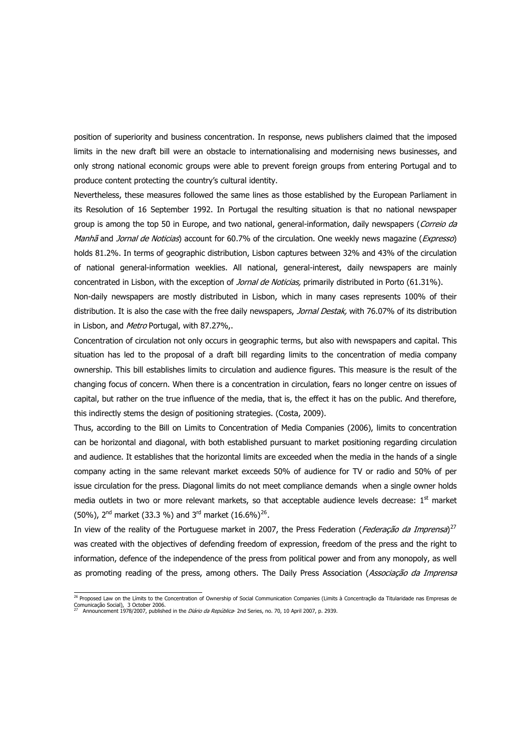position of superiority and business concentration. In response, news publishers claimed that the imposed limits in the new draft bill were an obstacle to internationalising and modernising news businesses, and only strong national economic groups were able to prevent foreign groups from entering Portugal and to produce content protecting the country's cultural identity.

Nevertheless, these measures followed the same lines as those established by the European Parliament in its Resolution of 16 September 1992. In Portugal the resulting situation is that no national newspaper group is among the top 50 in Europe, and two national, general-information, daily newspapers (*Correio da Manhã* and *Jornal de Noticias*) account for 60.7% of the circulation. One weekly news magazine (*Expresso*) holds 81.2%. In terms of geographic distribution, Lisbon captures between 32% and 43% of the circulation of national general-information weeklies. All national, general-interest, daily newspapers are mainly concentrated in Lisbon, with the exception of *Jornal de Noticias,* primarily distributed in Porto (61.31%).

Non-daily newspapers are mostly distributed in Lisbon, which in many cases represents 100% of their distribution. It is also the case with the free daily newspapers, *Jornal Destak,* with 76.07% of its distribution in Lisbon, and *Metro* Portugal, with 87.27%,.

Concentration of circulation not only occurs in geographic terms, but also with newspapers and capital. This situation has led to the proposal of a draft bill regarding limits to the concentration of media company ownership. This bill establishes limits to circulation and audience figures. This measure is the result of the changing focus of concern. When there is a concentration in circulation, fears no longer centre on issues of capital, but rather on the true influence of the media, that is, the effect it has on the public. And therefore, this indirectly stems the design of positioning strategies. (Costa, 2009).

Thus, according to the Bill on Limits to Concentration of Media Companies (2006), limits to concentration can be horizontal and diagonal, with both established pursuant to market positioning regarding circulation and audience. It establishes that the horizontal limits are exceeded when the media in the hands of a single company acting in the same relevant market exceeds 50% of audience for TV or radio and 50% of per issue circulation for the press. Diagonal limits do not meet compliance demands when a single owner holds media outlets in two or more relevant markets, so that acceptable audience levels decrease: 1st market (50%), 2nd market (33.3 %) and 3rd market (16.6%)[26].

In view of the reality of the Portuguese market in 2007, the Press Federation (*Federação da Imprensa*)[27] was created with the objectives of defending freedom of expression, freedom of the press and the right to information, defence of the independence of the press from political power and from any monopoly, as well as promoting reading of the press, among others. The Daily Press Association (*Associação da Imprensa*

---

[26] Proposed Law on the Límits to the Concentration of Ownership of Social Communication Companies (Limits à Concentração da Titularidade nas Empresas de Comunicação Social), 3 October 2006.

[27] Announcement 1978/2007, published in the *Diário da República*- 2nd Series, no. 70, 10 April 2007, p. 2939.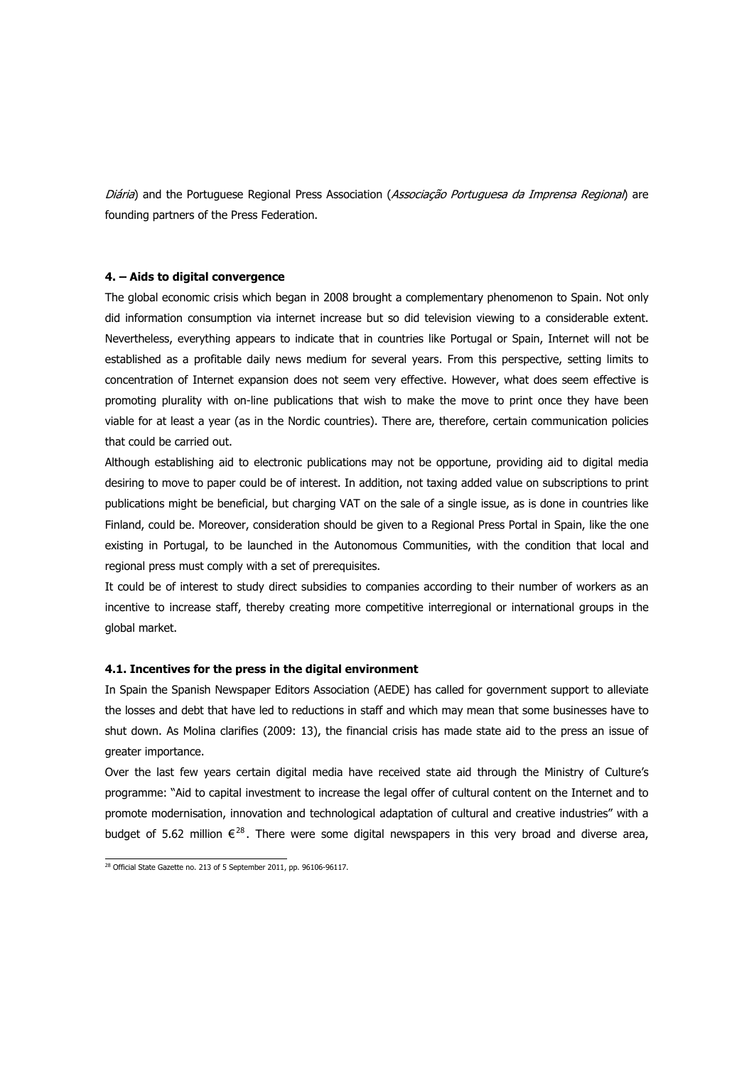*Diária*) and the Portuguese Regional Press Association (*Associação Portuguesa da Imprensa Regional*) are founding partners of the Press Federation.

#### 4. – Aids to digital convergence

The global economic crisis which began in 2008 brought a complementary phenomenon to Spain. Not only did information consumption via internet increase but so did television viewing to a considerable extent. Nevertheless, everything appears to indicate that in countries like Portugal or Spain, Internet will not be established as a profitable daily news medium for several years. From this perspective, setting limits to concentration of Internet expansion does not seem very effective. However, what does seem effective is promoting plurality with on-line publications that wish to make the move to print once they have been viable for at least a year (as in the Nordic countries). There are, therefore, certain communication policies that could be carried out.

Although establishing aid to electronic publications may not be opportune, providing aid to digital media desiring to move to paper could be of interest. In addition, not taxing added value on subscriptions to print publications might be beneficial, but charging VAT on the sale of a single issue, as is done in countries like Finland, could be. Moreover, consideration should be given to a Regional Press Portal in Spain, like the one existing in Portugal, to be launched in the Autonomous Communities, with the condition that local and regional press must comply with a set of prerequisites.

It could be of interest to study direct subsidies to companies according to their number of workers as an incentive to increase staff, thereby creating more competitive interregional or international groups in the global market.

#### 4.1. Incentives for the press in the digital environment

In Spain the Spanish Newspaper Editors Association (AEDE) has called for government support to alleviate the losses and debt that have led to reductions in staff and which may mean that some businesses have to shut down. As Molina clarifies (2009: 13), the financial crisis has made state aid to the press an issue of greater importance.

Over the last few years certain digital media have received state aid through the Ministry of Culture's programme: "Aid to capital investment to increase the legal offer of cultural content on the Internet and to promote modernisation, innovation and technological adaptation of cultural and creative industries" with a budget of 5.62 million €[28]. There were some digital newspapers in this very broad and diverse area,

[28] Official State Gazette no. 213 of 5 September 2011, pp. 96106-96117.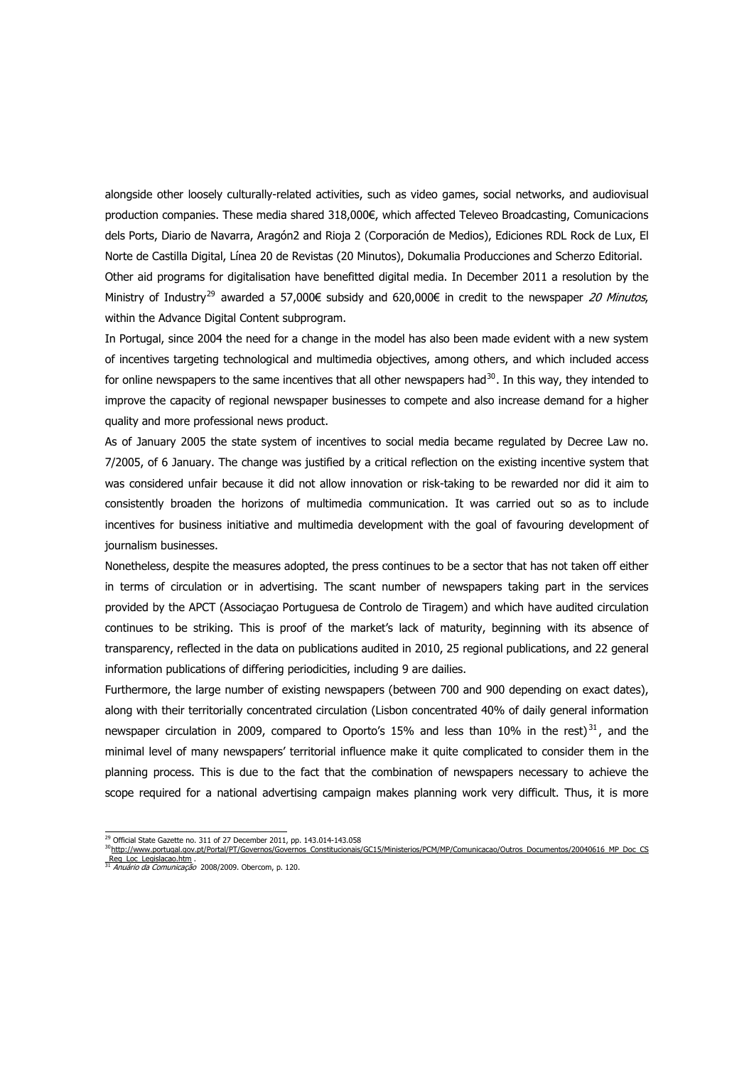alongside other loosely culturally-related activities, such as video games, social networks, and audiovisual production companies. These media shared 318,000€, which affected Televeo Broadcasting, Comunicacions dels Ports, Diario de Navarra, Aragón2 and Rioja 2 (Corporación de Medios), Ediciones RDL Rock de Lux, El Norte de Castilla Digital, Línea 20 de Revistas (20 Minutos), Dokumalia Producciones and Scherzo Editorial.

Other aid programs for digitalisation have benefitted digital media. In December 2011 a resolution by the Ministry of Industry[29] awarded a 57,000€ subsidy and 620,000€ in credit to the newspaper *20 Minutos*, within the Advance Digital Content subprogram.

In Portugal, since 2004 the need for a change in the model has also been made evident with a new system of incentives targeting technological and multimedia objectives, among others, and which included access for online newspapers to the same incentives that all other newspapers had[30]. In this way, they intended to improve the capacity of regional newspaper businesses to compete and also increase demand for a higher quality and more professional news product.

As of January 2005 the state system of incentives to social media became regulated by Decree Law no. 7/2005, of 6 January. The change was justified by a critical reflection on the existing incentive system that was considered unfair because it did not allow innovation or risk-taking to be rewarded nor did it aim to consistently broaden the horizons of multimedia communication. It was carried out so as to include incentives for business initiative and multimedia development with the goal of favouring development of journalism businesses.

Nonetheless, despite the measures adopted, the press continues to be a sector that has not taken off either in terms of circulation or in advertising. The scant number of newspapers taking part in the services provided by the APCT (Associaçao Portuguesa de Controlo de Tiragem) and which have audited circulation continues to be striking. This is proof of the market's lack of maturity, beginning with its absence of transparency, reflected in the data on publications audited in 2010, 25 regional publications, and 22 general information publications of differing periodicities, including 9 are dailies.

Furthermore, the large number of existing newspapers (between 700 and 900 depending on exact dates), along with their territorially concentrated circulation (Lisbon concentrated 40% of daily general information newspaper circulation in 2009, compared to Oporto's 15% and less than 10% in the rest)[31], and the minimal level of many newspapers' territorial influence make it quite complicated to consider them in the planning process. This is due to the fact that the combination of newspapers necessary to achieve the scope required for a national advertising campaign makes planning work very difficult. Thus, it is more

---

[29] Official State Gazette no. 311 of 27 December 2011, pp. 143.014-143.058

[30] http://www.portugal.gov.pt/Portal/PT/Governos/Governos_Constitucionais/GC15/Ministerios/PCM/MP/Comunicacao/Outros_Documentos/20040616_MP_Doc_CS_Reg_Loc_Legislacao.htm .

[31] *Anuário da Comunicação* 2008/2009. Obercom, p. 120.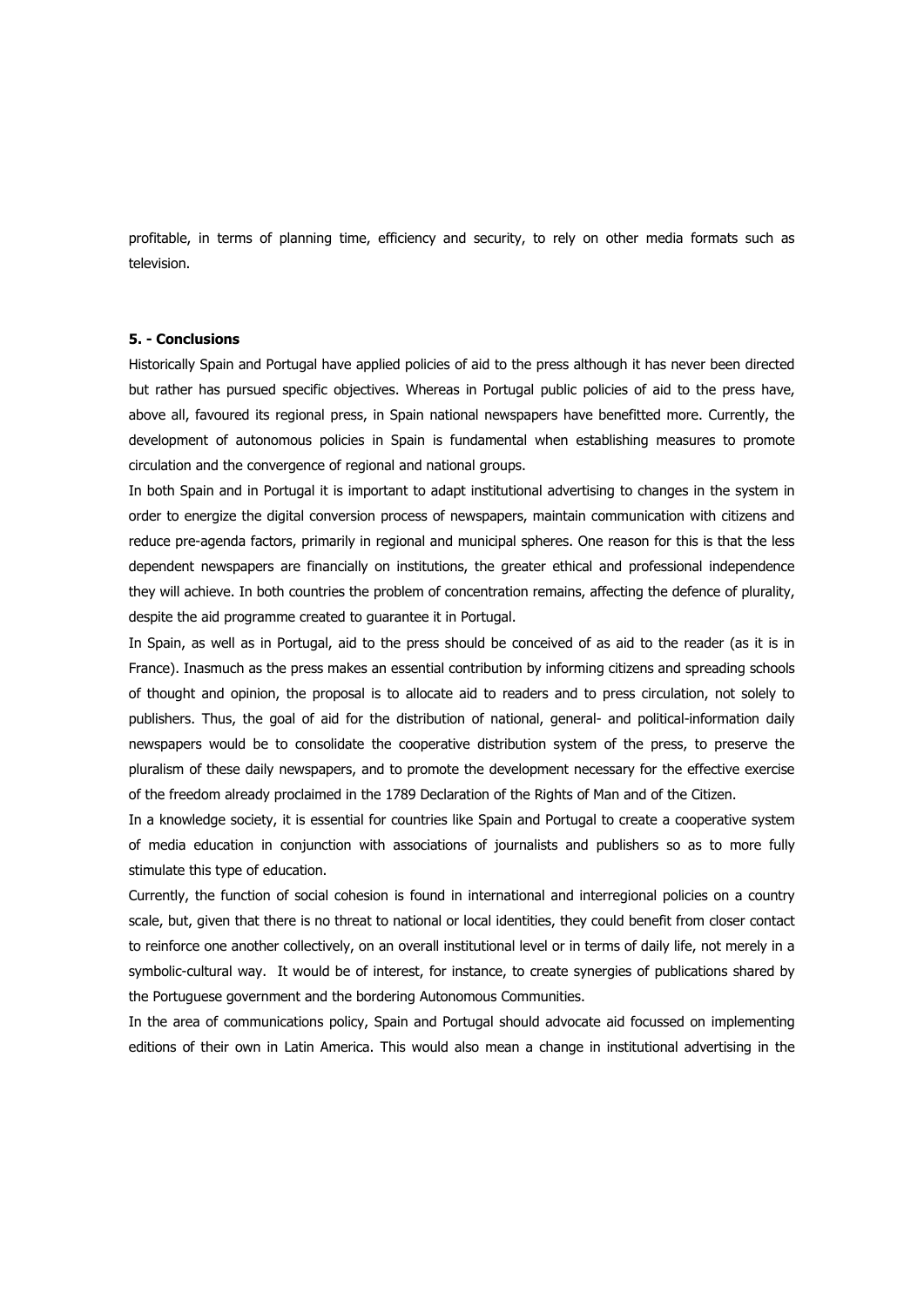profitable, in terms of planning time, efficiency and security, to rely on other media formats such as television.

### 5. - Conclusions

Historically Spain and Portugal have applied policies of aid to the press although it has never been directed but rather has pursued specific objectives. Whereas in Portugal public policies of aid to the press have, above all, favoured its regional press, in Spain national newspapers have benefitted more. Currently, the development of autonomous policies in Spain is fundamental when establishing measures to promote circulation and the convergence of regional and national groups.

In both Spain and in Portugal it is important to adapt institutional advertising to changes in the system in order to energize the digital conversion process of newspapers, maintain communication with citizens and reduce pre-agenda factors, primarily in regional and municipal spheres. One reason for this is that the less dependent newspapers are financially on institutions, the greater ethical and professional independence they will achieve. In both countries the problem of concentration remains, affecting the defence of plurality, despite the aid programme created to guarantee it in Portugal.

In Spain, as well as in Portugal, aid to the press should be conceived of as aid to the reader (as it is in France). Inasmuch as the press makes an essential contribution by informing citizens and spreading schools of thought and opinion, the proposal is to allocate aid to readers and to press circulation, not solely to publishers. Thus, the goal of aid for the distribution of national, general- and political-information daily newspapers would be to consolidate the cooperative distribution system of the press, to preserve the pluralism of these daily newspapers, and to promote the development necessary for the effective exercise of the freedom already proclaimed in the 1789 Declaration of the Rights of Man and of the Citizen.

In a knowledge society, it is essential for countries like Spain and Portugal to create a cooperative system of media education in conjunction with associations of journalists and publishers so as to more fully stimulate this type of education.

Currently, the function of social cohesion is found in international and interregional policies on a country scale, but, given that there is no threat to national or local identities, they could benefit from closer contact to reinforce one another collectively, on an overall institutional level or in terms of daily life, not merely in a symbolic-cultural way. It would be of interest, for instance, to create synergies of publications shared by the Portuguese government and the bordering Autonomous Communities.

In the area of communications policy, Spain and Portugal should advocate aid focussed on implementing editions of their own in Latin America. This would also mean a change in institutional advertising in the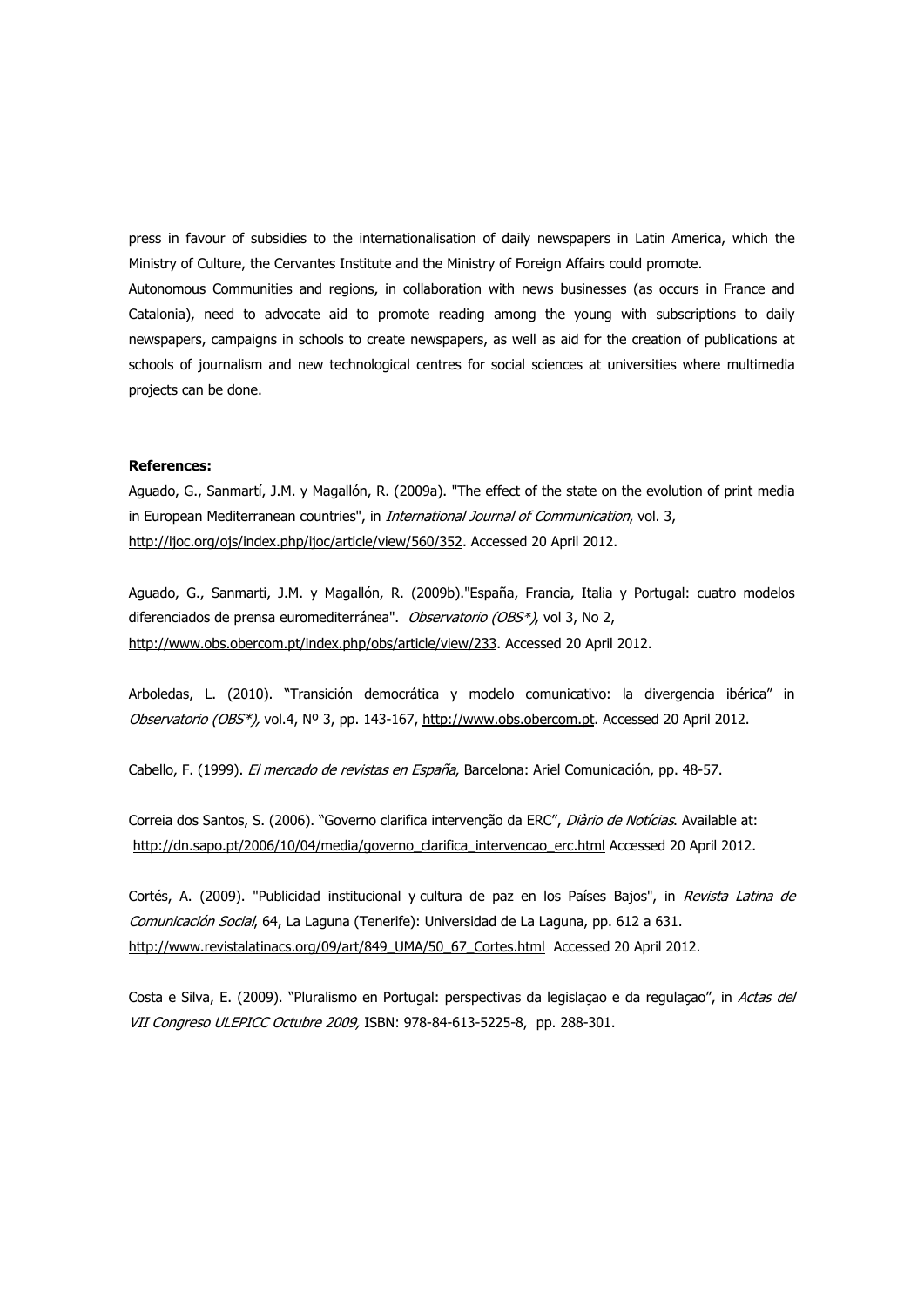press in favour of subsidies to the internationalisation of daily newspapers in Latin America, which the Ministry of Culture, the Cervantes Institute and the Ministry of Foreign Affairs could promote.

Autonomous Communities and regions, in collaboration with news businesses (as occurs in France and Catalonia), need to advocate aid to promote reading among the young with subscriptions to daily newspapers, campaigns in schools to create newspapers, as well as aid for the creation of publications at schools of journalism and new technological centres for social sciences at universities where multimedia projects can be done.

**References:**

Aguado, G., Sanmartí, J.M. y Magallón, R. (2009a). "The effect of the state on the evolution of print media in European Mediterranean countries", in *International Journal of Communication*, vol. 3, http://ijoc.org/ojs/index.php/ijoc/article/view/560/352. Accessed 20 April 2012.

Aguado, G., Sanmarti, J.M. y Magallón, R. (2009b)."España, Francia, Italia y Portugal: cuatro modelos diferenciados de prensa euromediterránea". *Observatorio (OBS\*)*, vol 3, No 2, http://www.obs.obercom.pt/index.php/obs/article/view/233. Accessed 20 April 2012.

Arboledas, L. (2010). "Transición democrática y modelo comunicativo: la divergencia ibérica" in *Observatorio (OBS\*),* vol.4, Nº 3, pp. 143-167, http://www.obs.obercom.pt. Accessed 20 April 2012.

Cabello, F. (1999). *El mercado de revistas en España*, Barcelona: Ariel Comunicación, pp. 48-57.

Correia dos Santos, S. (2006). "Governo clarifica intervenção da ERC", *Diàrio de Notícias*. Available at: http://dn.sapo.pt/2006/10/04/media/governo_clarifica_intervencao_erc.html Accessed 20 April 2012.

Cortés, A. (2009). "Publicidad institucional y cultura de paz en los Países Bajos", in *Revista Latina de Comunicación Social*, 64, La Laguna (Tenerife): Universidad de La Laguna, pp. 612 a 631. http://www.revistalatinacs.org/09/art/849_UMA/50_67_Cortes.html Accessed 20 April 2012.

Costa e Silva, E. (2009). "Pluralismo en Portugal: perspectivas da legislaçao e da regulaçao", in *Actas del VII Congreso ULEPICC Octubre 2009,* ISBN: 978-84-613-5225-8, pp. 288-301.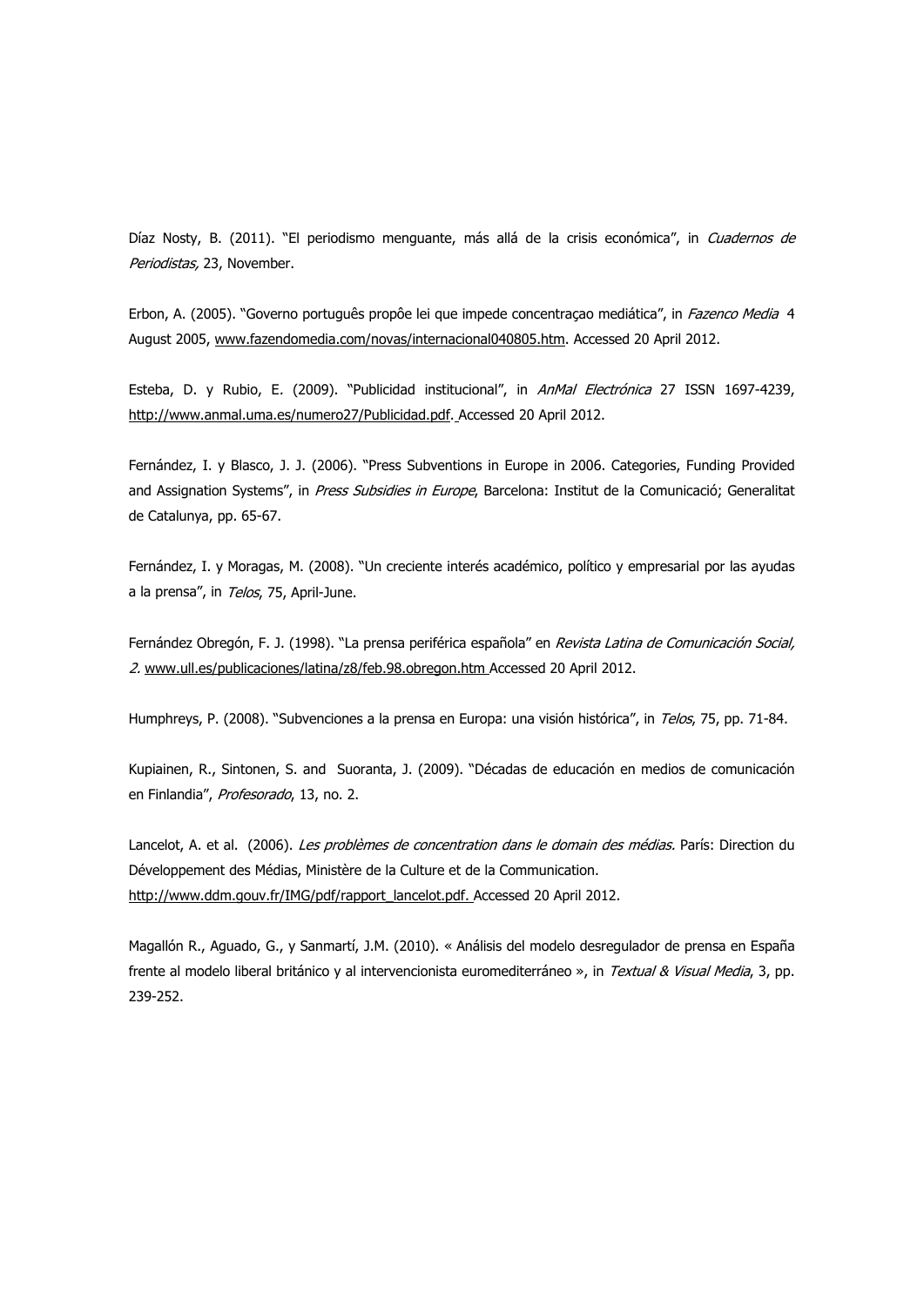Díaz Nosty, B. (2011). "El periodismo menguante, más allá de la crisis económica", in *Cuadernos de Periodistas,* 23, November.

Erbon, A. (2005). "Governo português propôe lei que impede concentraçao mediática", in *Fazenco Media* 4 August 2005, www.fazendomedia.com/novas/internacional040805.htm. Accessed 20 April 2012.

Esteba, D. y Rubio, E. (2009). "Publicidad institucional", in *AnMal Electrónica* 27 ISSN 1697-4239, http://www.anmal.uma.es/numero27/Publicidad.pdf. Accessed 20 April 2012.

Fernández, I. y Blasco, J. J. (2006). "Press Subventions in Europe in 2006. Categories, Funding Provided and Assignation Systems", in *Press Subsidies in Europe*, Barcelona: Institut de la Comunicació; Generalitat de Catalunya, pp. 65-67.

Fernández, I. y Moragas, M. (2008). "Un creciente interés académico, político y empresarial por las ayudas a la prensa", in *Telos*, 75, April-June.

Fernández Obregón, F. J. (1998). "La prensa periférica española" en *Revista Latina de Comunicación Social, 2.* www.ull.es/publicaciones/latina/z8/feb.98.obregon.htm Accessed 20 April 2012.

Humphreys, P. (2008). "Subvenciones a la prensa en Europa: una visión histórica", in *Telos*, 75, pp. 71-84.

Kupiainen, R., Sintonen, S. and Suoranta, J. (2009). "Décadas de educación en medios de comunicación en Finlandia", *Profesorado*, 13, no. 2.

Lancelot, A. et al. (2006). *Les problèmes de concentration dans le domain des médias.* París: Direction du Développement des Médias, Ministère de la Culture et de la Communication. http://www.ddm.gouv.fr/IMG/pdf/rapport_lancelot.pdf. Accessed 20 April 2012.

Magallón R., Aguado, G., y Sanmartí, J.M. (2010). « Análisis del modelo desregulador de prensa en España frente al modelo liberal británico y al intervencionista euromediterráneo », in *Textual & Visual Media*, 3, pp. 239-252.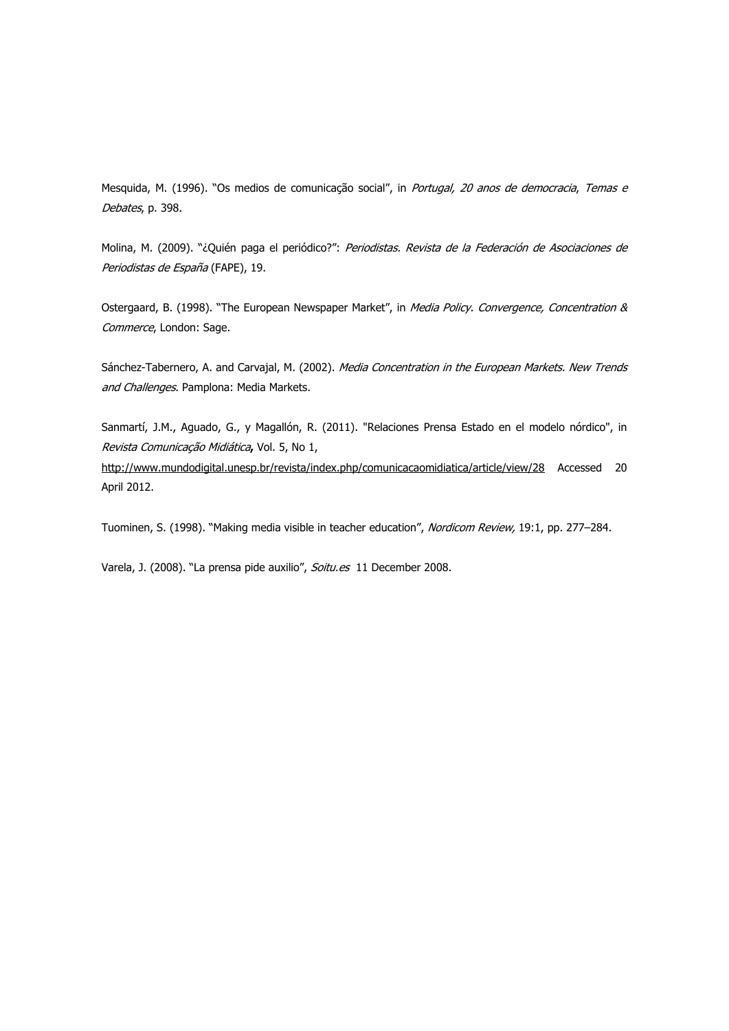Mesquida, M. (1996). “Os medios de comunicação social”, in *Portugal, 20 anos de democracia*, *Temas e Debates*, p. 398.

Molina, M. (2009). “¿Quién paga el periódico?”: *Periodistas. Revista de la Federación de Asociaciones de Periodistas de España* (FAPE), 19.

Ostergaard, B. (1998). “The European Newspaper Market”, in *Media Policy. Convergence, Concentration & Commerce*, London: Sage.

Sánchez-Tabernero, A. and Carvajal, M. (2002). *Media Concentration in the European Markets. New Trends and Challenges.* Pamplona: Media Markets.

Sanmartí, J.M., Aguado, G., y Magallón, R. (2011). "Relaciones Prensa Estado en el modelo nórdico", in *Revista Comunicação Midiática*, Vol. 5, No 1, http://www.mundodigital.unesp.br/revista/index.php/comunicacaomidiatica/article/view/28 Accessed 20 April 2012.

Tuominen, S. (1998). “Making media visible in teacher education”, *Nordicom Review,* 19:1, pp. 277–284.

Varela, J. (2008). “La prensa pide auxilio”, *Soitu.es* 11 December 2008.